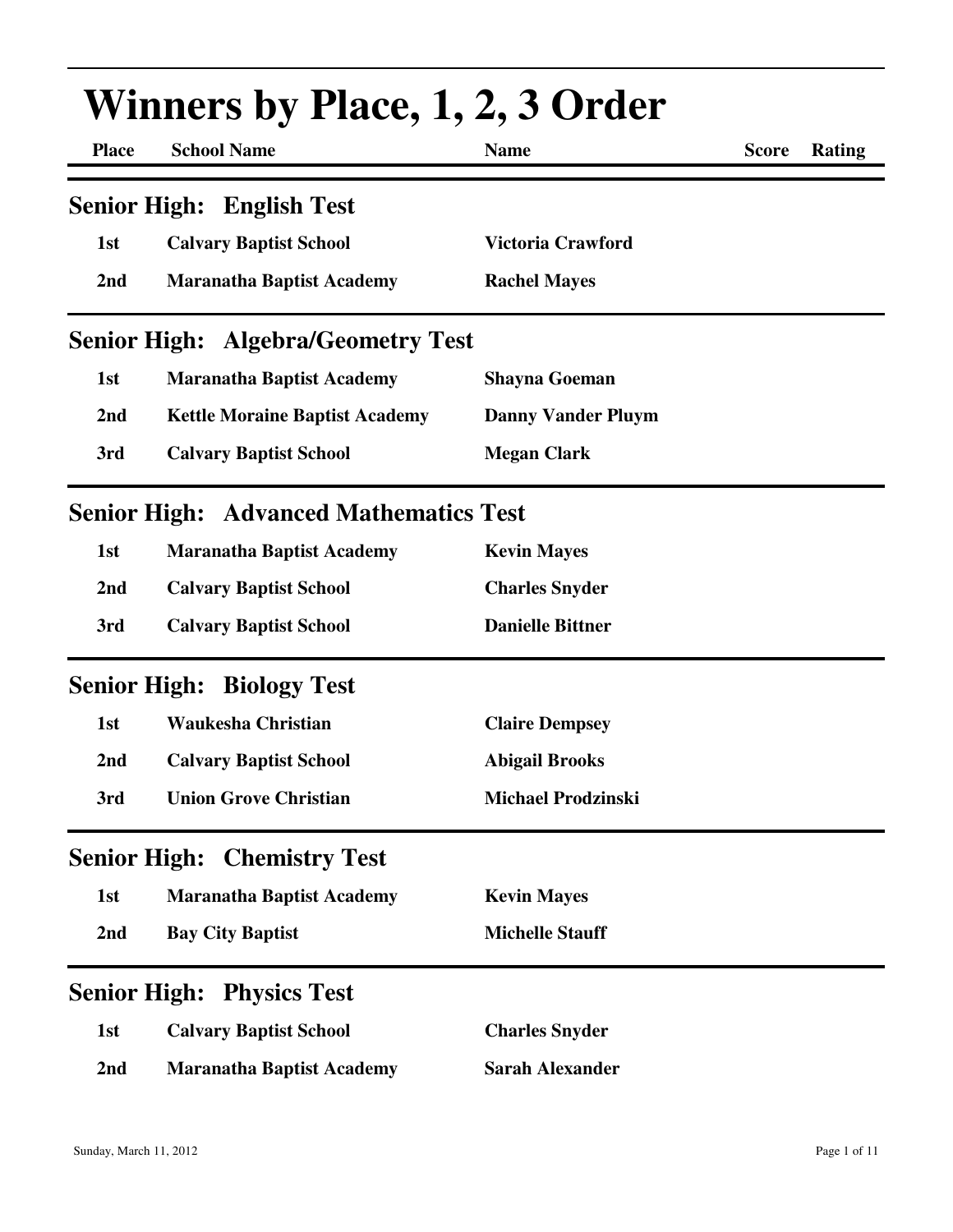# Winners by Place, 1, 2, 3 Order

| Place | School Name | Name | Score | Rating |
|---|---|---|---|---|

## Senior High: English Test

| Place | School Name | Name | Score | Rating |
|---|---|---|---|---|
| 1st | Calvary Baptist School | Victoria Crawford | | |
| 2nd | Maranatha Baptist Academy | Rachel Mayes | | |

## Senior High: Algebra/Geometry Test

| Place | School Name | Name | Score | Rating |
|---|---|---|---|---|
| 1st | Maranatha Baptist Academy | Shayna Goeman | | |
| 2nd | Kettle Moraine Baptist Academy | Danny Vander Pluym | | |
| 3rd | Calvary Baptist School | Megan Clark | | |

## Senior High: Advanced Mathematics Test

| Place | School Name | Name | Score | Rating |
|---|---|---|---|---|
| 1st | Maranatha Baptist Academy | Kevin Mayes | | |
| 2nd | Calvary Baptist School | Charles Snyder | | |
| 3rd | Calvary Baptist School | Danielle Bittner | | |

## Senior High: Biology Test

| Place | School Name | Name | Score | Rating |
|---|---|---|---|---|
| 1st | Waukesha Christian | Claire Dempsey | | |
| 2nd | Calvary Baptist School | Abigail Brooks | | |
| 3rd | Union Grove Christian | Michael Prodzinski | | |

## Senior High: Chemistry Test

| Place | School Name | Name | Score | Rating |
|---|---|---|---|---|
| 1st | Maranatha Baptist Academy | Kevin Mayes | | |
| 2nd | Bay City Baptist | Michelle Stauff | | |

## Senior High: Physics Test

| Place | School Name | Name | Score | Rating |
|---|---|---|---|---|
| 1st | Calvary Baptist School | Charles Snyder | | |
| 2nd | Maranatha Baptist Academy | Sarah Alexander | | |

Sunday, March 11, 2012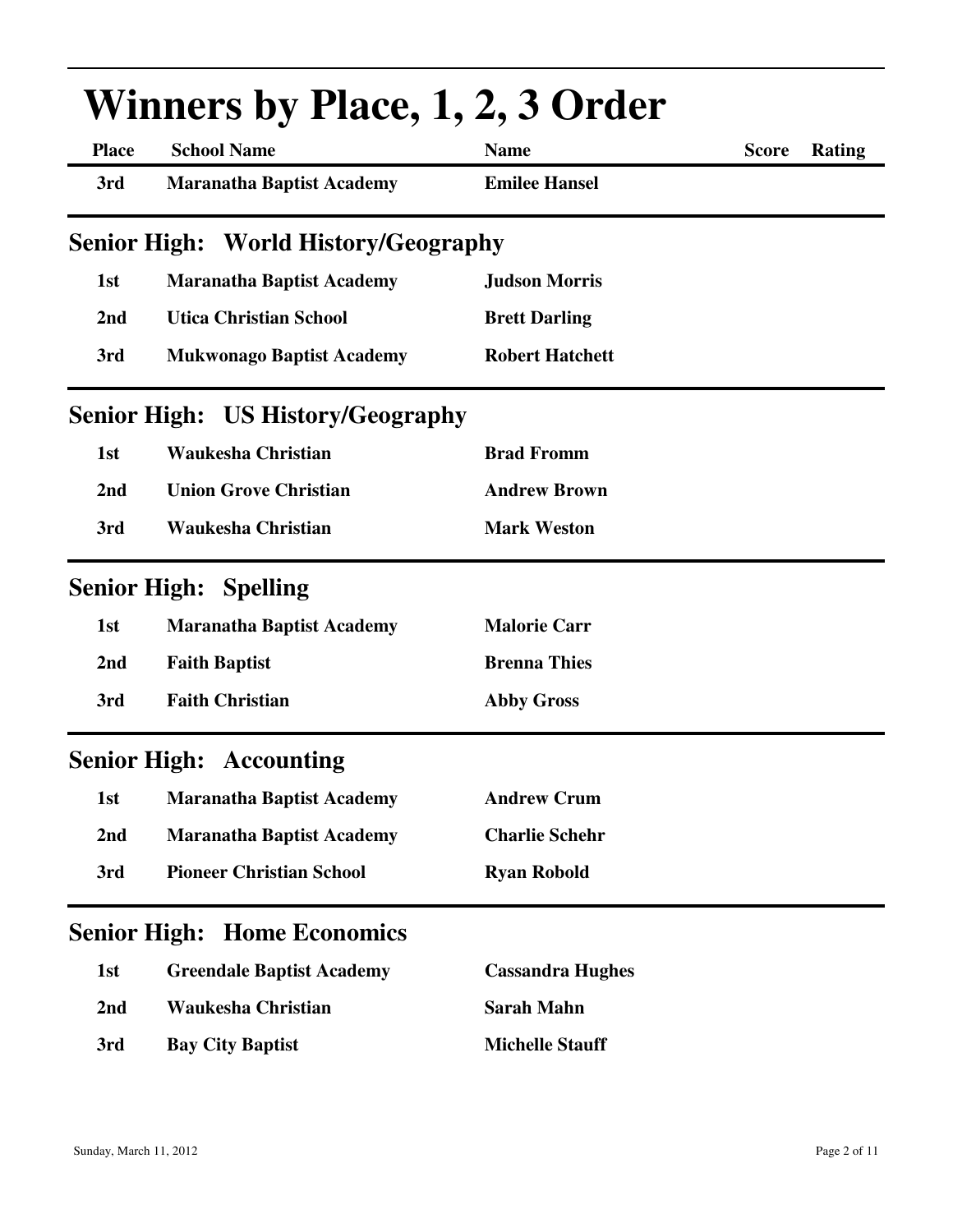# Winners by Place, 1, 2, 3 Order

| Place | School Name | Name | Score | Rating |
|---|---|---|---|---|
| 3rd | Maranatha Baptist Academy | Emilee Hansel | | |

## Senior High: World History/Geography

| Place | School Name | Name | Score | Rating |
|---|---|---|---|---|
| 1st | Maranatha Baptist Academy | Judson Morris | | |
| 2nd | Utica Christian School | Brett Darling | | |
| 3rd | Mukwonago Baptist Academy | Robert Hatchett | | |

## Senior High: US History/Geography

| Place | School Name | Name | Score | Rating |
|---|---|---|---|---|
| 1st | Waukesha Christian | Brad Fromm | | |
| 2nd | Union Grove Christian | Andrew Brown | | |
| 3rd | Waukesha Christian | Mark Weston | | |

## Senior High: Spelling

| Place | School Name | Name | Score | Rating |
|---|---|---|---|---|
| 1st | Maranatha Baptist Academy | Malorie Carr | | |
| 2nd | Faith Baptist | Brenna Thies | | |
| 3rd | Faith Christian | Abby Gross | | |

## Senior High: Accounting

| Place | School Name | Name | Score | Rating |
|---|---|---|---|---|
| 1st | Maranatha Baptist Academy | Andrew Crum | | |
| 2nd | Maranatha Baptist Academy | Charlie Schehr | | |
| 3rd | Pioneer Christian School | Ryan Robold | | |

## Senior High: Home Economics

| Place | School Name | Name | Score | Rating |
|---|---|---|---|---|
| 1st | Greendale Baptist Academy | Cassandra Hughes | | |
| 2nd | Waukesha Christian | Sarah Mahn | | |
| 3rd | Bay City Baptist | Michelle Stauff | | |

Sunday, March 11, 2012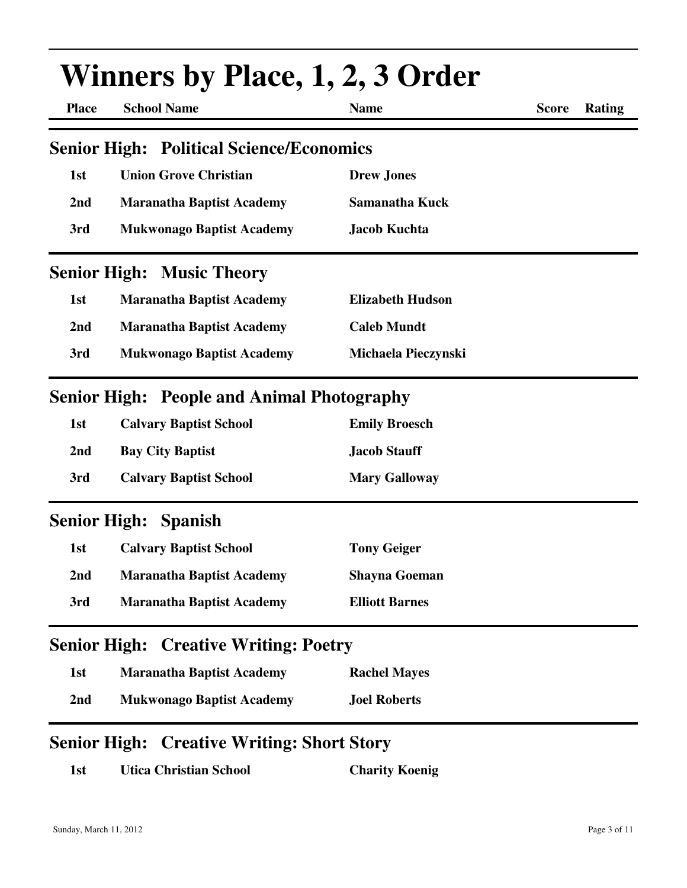# Winners by Place, 1, 2, 3 Order

## Senior High: Political Science/Economics

| Place | School Name | Name | Score | Rating |
|---|---|---|---|---|
| 1st | Union Grove Christian | Drew Jones | | |
| 2nd | Maranatha Baptist Academy | Samanatha Kuck | | |
| 3rd | Mukwonago Baptist Academy | Jacob Kuchta | | |

## Senior High: Music Theory

| Place | School Name | Name | Score | Rating |
|---|---|---|---|---|
| 1st | Maranatha Baptist Academy | Elizabeth Hudson | | |
| 2nd | Maranatha Baptist Academy | Caleb Mundt | | |
| 3rd | Mukwonago Baptist Academy | Michaela Pieczynski | | |

## Senior High: People and Animal Photography

| Place | School Name | Name | Score | Rating |
|---|---|---|---|---|
| 1st | Calvary Baptist School | Emily Broesch | | |
| 2nd | Bay City Baptist | Jacob Stauff | | |
| 3rd | Calvary Baptist School | Mary Galloway | | |

## Senior High: Spanish

| Place | School Name | Name | Score | Rating |
|---|---|---|---|---|
| 1st | Calvary Baptist School | Tony Geiger | | |
| 2nd | Maranatha Baptist Academy | Shayna Goeman | | |
| 3rd | Maranatha Baptist Academy | Elliott Barnes | | |

## Senior High: Creative Writing: Poetry

| Place | School Name | Name | Score | Rating |
|---|---|---|---|---|
| 1st | Maranatha Baptist Academy | Rachel Mayes | | |
| 2nd | Mukwonago Baptist Academy | Joel Roberts | | |

## Senior High: Creative Writing: Short Story

| Place | School Name | Name | Score | Rating |
|---|---|---|---|---|
| 1st | Utica Christian School | Charity Koenig | | |

Sunday, March 11, 2012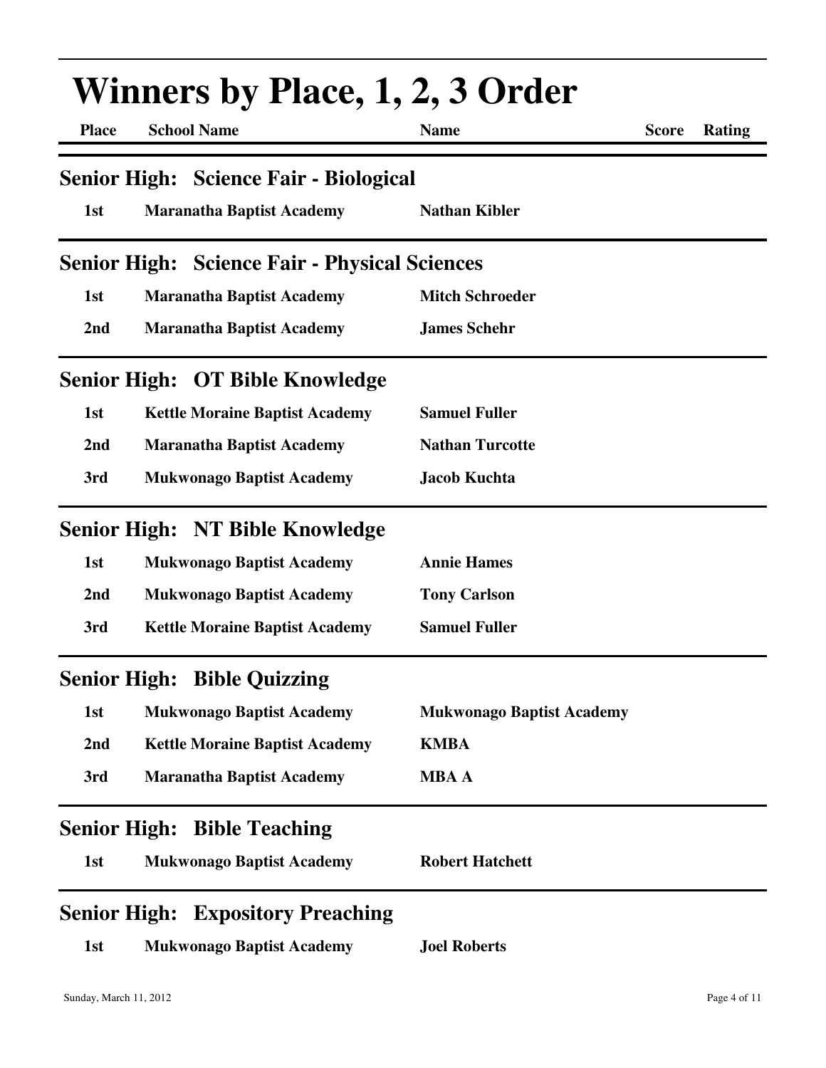# Winners by Place, 1, 2, 3 Order

| Place | School Name | Name | Score | Rating |
|---|---|---|---|---|

## Senior High: Science Fair - Biological

| Place | School Name | Name | Score | Rating |
|---|---|---|---|---|
| 1st | Maranatha Baptist Academy | Nathan Kibler | | |

## Senior High: Science Fair - Physical Sciences

| Place | School Name | Name | Score | Rating |
|---|---|---|---|---|
| 1st | Maranatha Baptist Academy | Mitch Schroeder | | |
| 2nd | Maranatha Baptist Academy | James Schehr | | |

## Senior High: OT Bible Knowledge

| Place | School Name | Name | Score | Rating |
|---|---|---|---|---|
| 1st | Kettle Moraine Baptist Academy | Samuel Fuller | | |
| 2nd | Maranatha Baptist Academy | Nathan Turcotte | | |
| 3rd | Mukwonago Baptist Academy | Jacob Kuchta | | |

## Senior High: NT Bible Knowledge

| Place | School Name | Name | Score | Rating |
|---|---|---|---|---|
| 1st | Mukwonago Baptist Academy | Annie Hames | | |
| 2nd | Mukwonago Baptist Academy | Tony Carlson | | |
| 3rd | Kettle Moraine Baptist Academy | Samuel Fuller | | |

## Senior High: Bible Quizzing

| Place | School Name | Name | Score | Rating |
|---|---|---|---|---|
| 1st | Mukwonago Baptist Academy | Mukwonago Baptist Academy | | |
| 2nd | Kettle Moraine Baptist Academy | KMBA | | |
| 3rd | Maranatha Baptist Academy | MBA A | | |

## Senior High: Bible Teaching

| Place | School Name | Name | Score | Rating |
|---|---|---|---|---|
| 1st | Mukwonago Baptist Academy | Robert Hatchett | | |

## Senior High: Expository Preaching

| Place | School Name | Name | Score | Rating |
|---|---|---|---|---|
| 1st | Mukwonago Baptist Academy | Joel Roberts | | |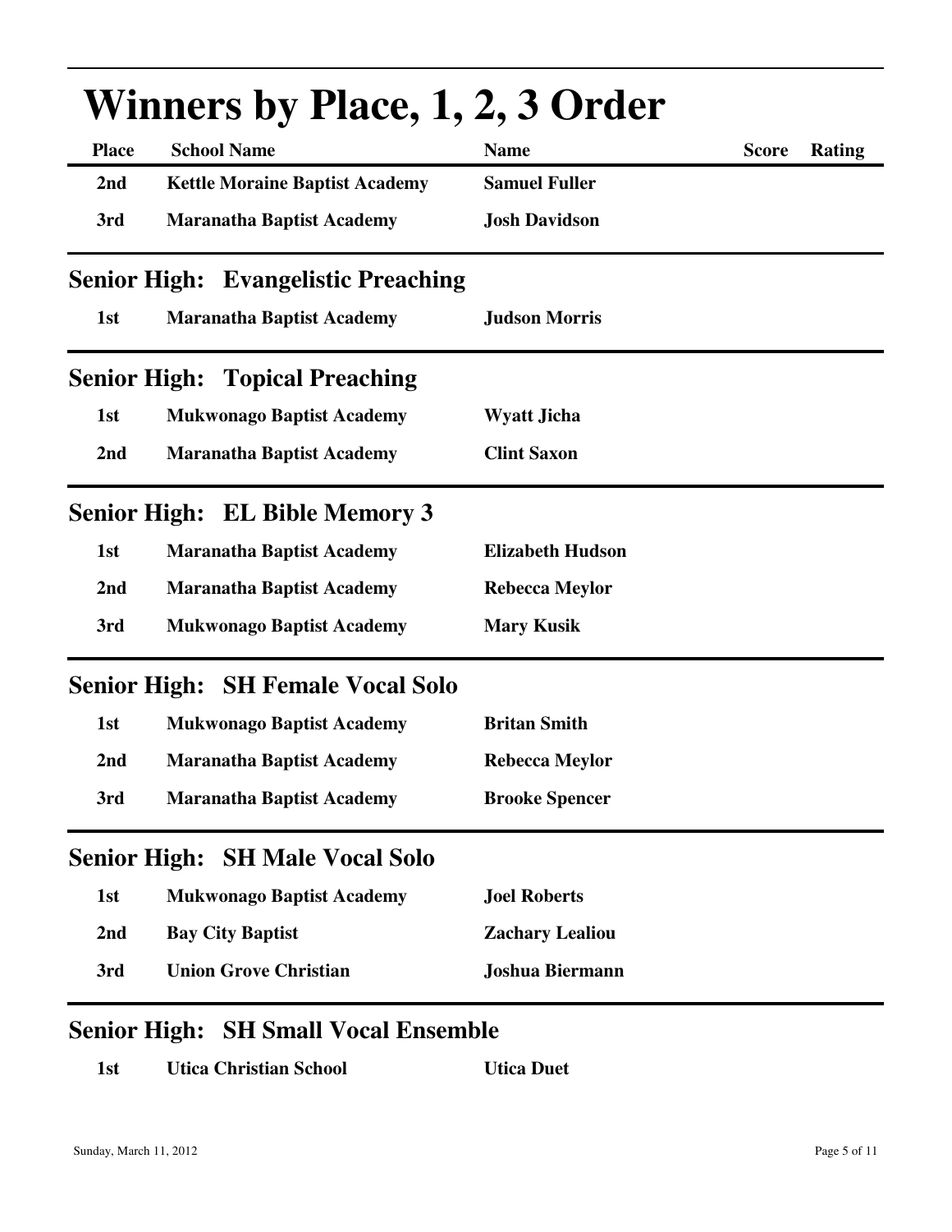# Winners by Place, 1, 2, 3 Order

| Place | School Name | Name | Score | Rating |
|---|---|---|---|---|
| 2nd | Kettle Moraine Baptist Academy | Samuel Fuller | | |
| 3rd | Maranatha Baptist Academy | Josh Davidson | | |

## Senior High: Evangelistic Preaching

| Place | School Name | Name | Score | Rating |
|---|---|---|---|---|
| 1st | Maranatha Baptist Academy | Judson Morris | | |

## Senior High: Topical Preaching

| Place | School Name | Name | Score | Rating |
|---|---|---|---|---|
| 1st | Mukwonago Baptist Academy | Wyatt Jicha | | |
| 2nd | Maranatha Baptist Academy | Clint Saxon | | |

## Senior High: EL Bible Memory 3

| Place | School Name | Name | Score | Rating |
|---|---|---|---|---|
| 1st | Maranatha Baptist Academy | Elizabeth Hudson | | |
| 2nd | Maranatha Baptist Academy | Rebecca Meylor | | |
| 3rd | Mukwonago Baptist Academy | Mary Kusik | | |

## Senior High: SH Female Vocal Solo

| Place | School Name | Name | Score | Rating |
|---|---|---|---|---|
| 1st | Mukwonago Baptist Academy | Britan Smith | | |
| 2nd | Maranatha Baptist Academy | Rebecca Meylor | | |
| 3rd | Maranatha Baptist Academy | Brooke Spencer | | |

## Senior High: SH Male Vocal Solo

| Place | School Name | Name | Score | Rating |
|---|---|---|---|---|
| 1st | Mukwonago Baptist Academy | Joel Roberts | | |
| 2nd | Bay City Baptist | Zachary Lealiou | | |
| 3rd | Union Grove Christian | Joshua Biermann | | |

## Senior High: SH Small Vocal Ensemble

| Place | School Name | Name | Score | Rating |
|---|---|---|---|---|
| 1st | Utica Christian School | Utica Duet | | |

Sunday, March 11, 2012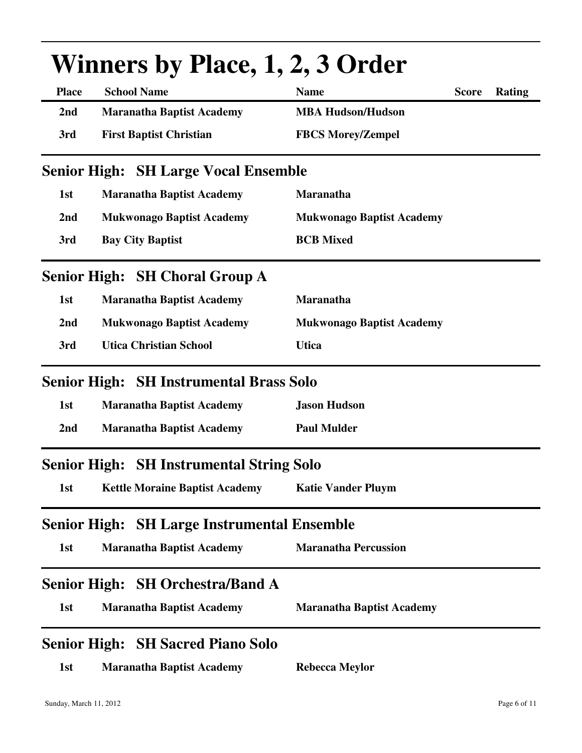# Winners by Place, 1, 2, 3 Order

| Place | School Name | Name | Score | Rating |
|---|---|---|---|---|
| 2nd | Maranatha Baptist Academy | MBA Hudson/Hudson | | |
| 3rd | First Baptist Christian | FBCS Morey/Zempel | | |

## Senior High: SH Large Vocal Ensemble

| Place | School Name | Name | Score | Rating |
|---|---|---|---|---|
| 1st | Maranatha Baptist Academy | Maranatha | | |
| 2nd | Mukwonago Baptist Academy | Mukwonago Baptist Academy | | |
| 3rd | Bay City Baptist | BCB Mixed | | |

## Senior High: SH Choral Group A

| Place | School Name | Name | Score | Rating |
|---|---|---|---|---|
| 1st | Maranatha Baptist Academy | Maranatha | | |
| 2nd | Mukwonago Baptist Academy | Mukwonago Baptist Academy | | |
| 3rd | Utica Christian School | Utica | | |

## Senior High: SH Instrumental Brass Solo

| Place | School Name | Name | Score | Rating |
|---|---|---|---|---|
| 1st | Maranatha Baptist Academy | Jason Hudson | | |
| 2nd | Maranatha Baptist Academy | Paul Mulder | | |

## Senior High: SH Instrumental String Solo

| Place | School Name | Name | Score | Rating |
|---|---|---|---|---|
| 1st | Kettle Moraine Baptist Academy | Katie Vander Pluym | | |

## Senior High: SH Large Instrumental Ensemble

| Place | School Name | Name | Score | Rating |
|---|---|---|---|---|
| 1st | Maranatha Baptist Academy | Maranatha Percussion | | |

## Senior High: SH Orchestra/Band A

| Place | School Name | Name | Score | Rating |
|---|---|---|---|---|
| 1st | Maranatha Baptist Academy | Maranatha Baptist Academy | | |

## Senior High: SH Sacred Piano Solo

| Place | School Name | Name | Score | Rating |
|---|---|---|---|---|
| 1st | Maranatha Baptist Academy | Rebecca Meylor | | |

Sunday, March 11, 2012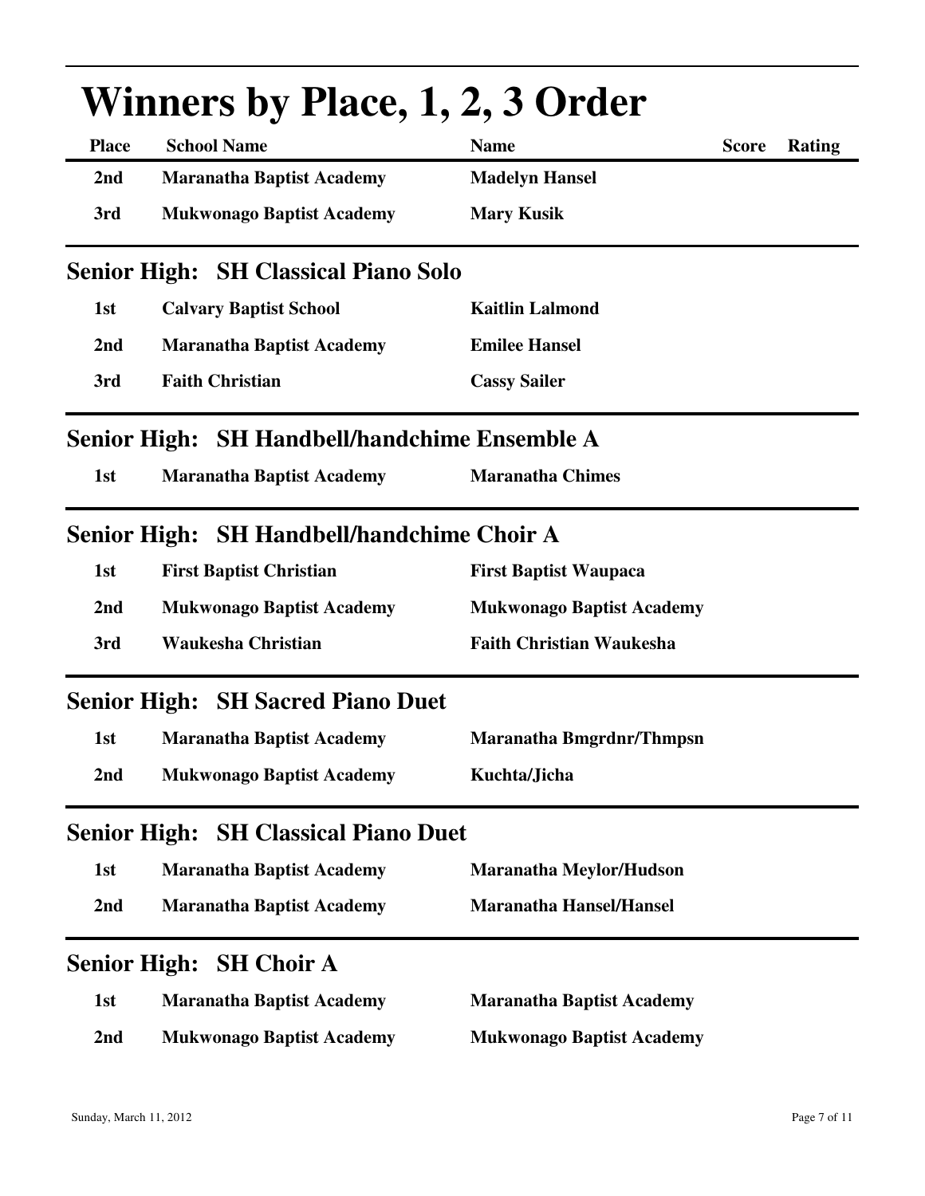# Winners by Place, 1, 2, 3 Order

| Place | School Name | Name | Score | Rating |
|---|---|---|---|---|
| 2nd | Maranatha Baptist Academy | Madelyn Hansel | | |
| 3rd | Mukwonago Baptist Academy | Mary Kusik | | |

## Senior High: SH Classical Piano Solo

| Place | School Name | Name | Score | Rating |
|---|---|---|---|---|
| 1st | Calvary Baptist School | Kaitlin Lalmond | | |
| 2nd | Maranatha Baptist Academy | Emilee Hansel | | |
| 3rd | Faith Christian | Cassy Sailer | | |

## Senior High: SH Handbell/handchime Ensemble A

| Place | School Name | Name | Score | Rating |
|---|---|---|---|---|
| 1st | Maranatha Baptist Academy | Maranatha Chimes | | |

## Senior High: SH Handbell/handchime Choir A

| Place | School Name | Name | Score | Rating |
|---|---|---|---|---|
| 1st | First Baptist Christian | First Baptist Waupaca | | |
| 2nd | Mukwonago Baptist Academy | Mukwonago Baptist Academy | | |
| 3rd | Waukesha Christian | Faith Christian Waukesha | | |

## Senior High: SH Sacred Piano Duet

| Place | School Name | Name | Score | Rating |
|---|---|---|---|---|
| 1st | Maranatha Baptist Academy | Maranatha Bmgrdnr/Thmpsn | | |
| 2nd | Mukwonago Baptist Academy | Kuchta/Jicha | | |

## Senior High: SH Classical Piano Duet

| Place | School Name | Name | Score | Rating |
|---|---|---|---|---|
| 1st | Maranatha Baptist Academy | Maranatha Meylor/Hudson | | |
| 2nd | Maranatha Baptist Academy | Maranatha Hansel/Hansel | | |

## Senior High: SH Choir A

| Place | School Name | Name | Score | Rating |
|---|---|---|---|---|
| 1st | Maranatha Baptist Academy | Maranatha Baptist Academy | | |
| 2nd | Mukwonago Baptist Academy | Mukwonago Baptist Academy | | |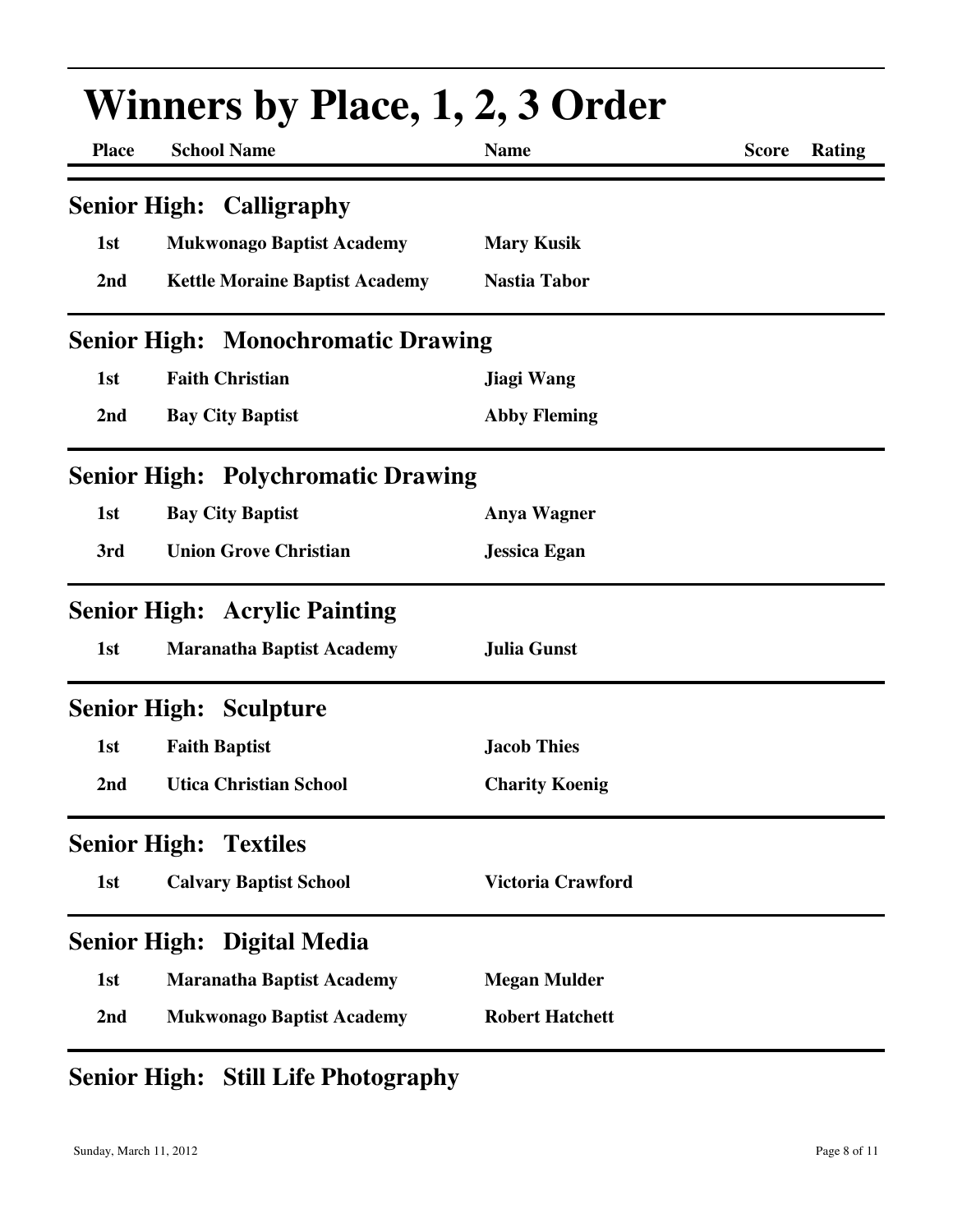# Winners by Place, 1, 2, 3 Order

| Place | School Name | Name | Score | Rating |
|---|---|---|---|---|

## Senior High: Calligraphy

| Place | School Name | Name | Score | Rating |
|---|---|---|---|---|
| 1st | Mukwonago Baptist Academy | Mary Kusik | | |
| 2nd | Kettle Moraine Baptist Academy | Nastia Tabor | | |

## Senior High: Monochromatic Drawing

| Place | School Name | Name | Score | Rating |
|---|---|---|---|---|
| 1st | Faith Christian | Jiagi Wang | | |
| 2nd | Bay City Baptist | Abby Fleming | | |

## Senior High: Polychromatic Drawing

| Place | School Name | Name | Score | Rating |
|---|---|---|---|---|
| 1st | Bay City Baptist | Anya Wagner | | |
| 3rd | Union Grove Christian | Jessica Egan | | |

## Senior High: Acrylic Painting

| Place | School Name | Name | Score | Rating |
|---|---|---|---|---|
| 1st | Maranatha Baptist Academy | Julia Gunst | | |

## Senior High: Sculpture

| Place | School Name | Name | Score | Rating |
|---|---|---|---|---|
| 1st | Faith Baptist | Jacob Thies | | |
| 2nd | Utica Christian School | Charity Koenig | | |

## Senior High: Textiles

| Place | School Name | Name | Score | Rating |
|---|---|---|---|---|
| 1st | Calvary Baptist School | Victoria Crawford | | |

## Senior High: Digital Media

| Place | School Name | Name | Score | Rating |
|---|---|---|---|---|
| 1st | Maranatha Baptist Academy | Megan Mulder | | |
| 2nd | Mukwonago Baptist Academy | Robert Hatchett | | |

## Senior High: Still Life Photography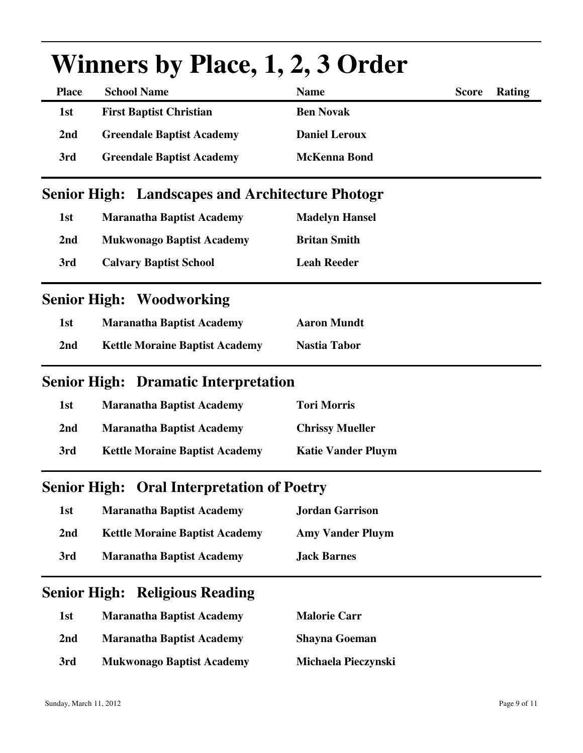# Winners by Place, 1, 2, 3 Order

| Place | School Name | Name | Score | Rating |
|---|---|---|---|---|
| 1st | First Baptist Christian | Ben Novak | | |
| 2nd | Greendale Baptist Academy | Daniel Leroux | | |
| 3rd | Greendale Baptist Academy | McKenna Bond | | |

## Senior High: Landscapes and Architecture Photogr

| Place | School Name | Name | Score | Rating |
|---|---|---|---|---|
| 1st | Maranatha Baptist Academy | Madelyn Hansel | | |
| 2nd | Mukwonago Baptist Academy | Britan Smith | | |
| 3rd | Calvary Baptist School | Leah Reeder | | |

## Senior High: Woodworking

| Place | School Name | Name | Score | Rating |
|---|---|---|---|---|
| 1st | Maranatha Baptist Academy | Aaron Mundt | | |
| 2nd | Kettle Moraine Baptist Academy | Nastia Tabor | | |

## Senior High: Dramatic Interpretation

| Place | School Name | Name | Score | Rating |
|---|---|---|---|---|
| 1st | Maranatha Baptist Academy | Tori Morris | | |
| 2nd | Maranatha Baptist Academy | Chrissy Mueller | | |
| 3rd | Kettle Moraine Baptist Academy | Katie Vander Pluym | | |

## Senior High: Oral Interpretation of Poetry

| Place | School Name | Name | Score | Rating |
|---|---|---|---|---|
| 1st | Maranatha Baptist Academy | Jordan Garrison | | |
| 2nd | Kettle Moraine Baptist Academy | Amy Vander Pluym | | |
| 3rd | Maranatha Baptist Academy | Jack Barnes | | |

## Senior High: Religious Reading

| Place | School Name | Name | Score | Rating |
|---|---|---|---|---|
| 1st | Maranatha Baptist Academy | Malorie Carr | | |
| 2nd | Maranatha Baptist Academy | Shayna Goeman | | |
| 3rd | Mukwonago Baptist Academy | Michaela Pieczynski | | |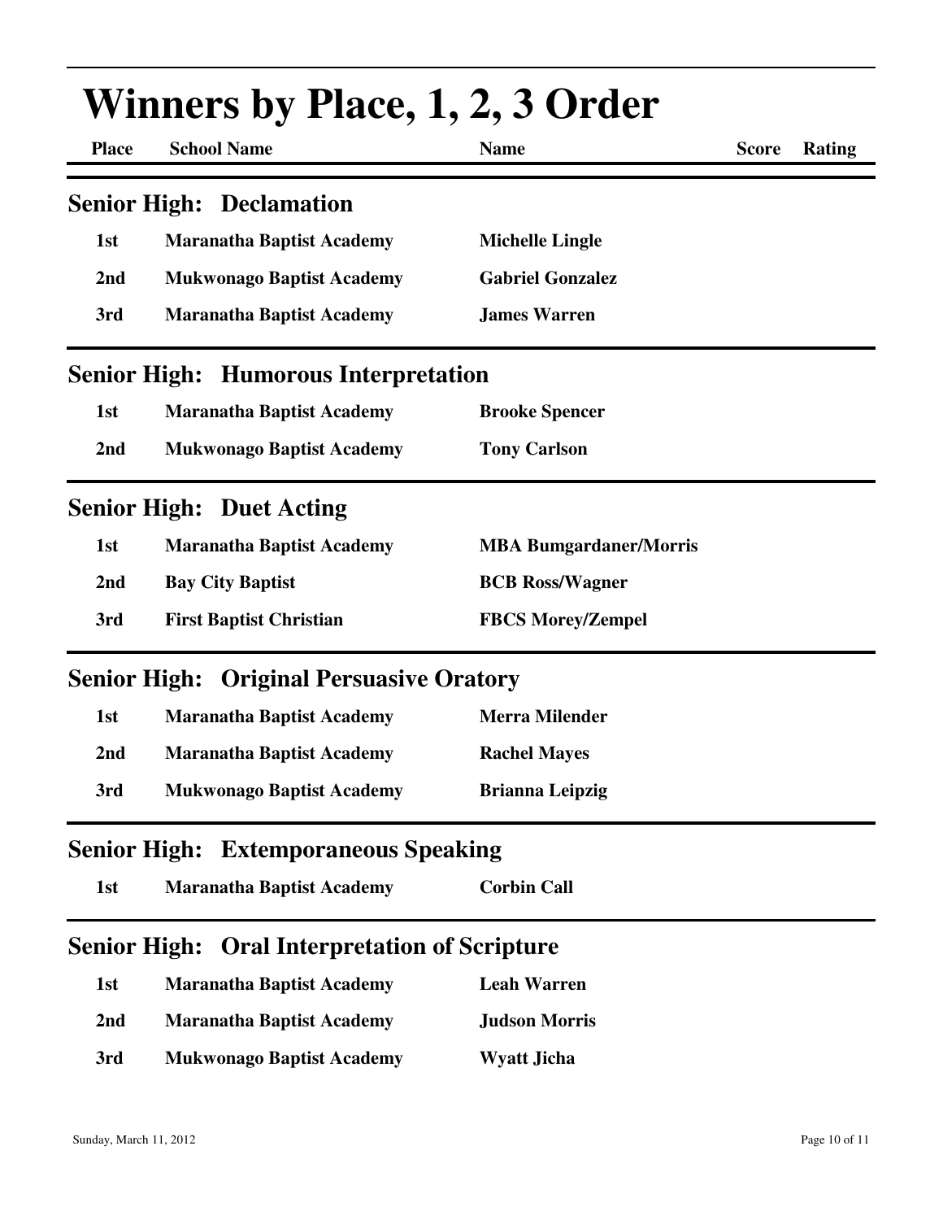# Winners by Place, 1, 2, 3 Order

## Senior High: Declamation

| Place | School Name | Name | Score | Rating |
|---|---|---|---|---|
| 1st | Maranatha Baptist Academy | Michelle Lingle | | |
| 2nd | Mukwonago Baptist Academy | Gabriel Gonzalez | | |
| 3rd | Maranatha Baptist Academy | James Warren | | |

## Senior High: Humorous Interpretation

| Place | School Name | Name | Score | Rating |
|---|---|---|---|---|
| 1st | Maranatha Baptist Academy | Brooke Spencer | | |
| 2nd | Mukwonago Baptist Academy | Tony Carlson | | |

## Senior High: Duet Acting

| Place | School Name | Name | Score | Rating |
|---|---|---|---|---|
| 1st | Maranatha Baptist Academy | MBA Bumgardaner/Morris | | |
| 2nd | Bay City Baptist | BCB Ross/Wagner | | |
| 3rd | First Baptist Christian | FBCS Morey/Zempel | | |

## Senior High: Original Persuasive Oratory

| Place | School Name | Name | Score | Rating |
|---|---|---|---|---|
| 1st | Maranatha Baptist Academy | Merra Milender | | |
| 2nd | Maranatha Baptist Academy | Rachel Mayes | | |
| 3rd | Mukwonago Baptist Academy | Brianna Leipzig | | |

## Senior High: Extemporaneous Speaking

| Place | School Name | Name | Score | Rating |
|---|---|---|---|---|
| 1st | Maranatha Baptist Academy | Corbin Call | | |

## Senior High: Oral Interpretation of Scripture

| Place | School Name | Name | Score | Rating |
|---|---|---|---|---|
| 1st | Maranatha Baptist Academy | Leah Warren | | |
| 2nd | Maranatha Baptist Academy | Judson Morris | | |
| 3rd | Mukwonago Baptist Academy | Wyatt Jicha | | |

Sunday, March 11, 2012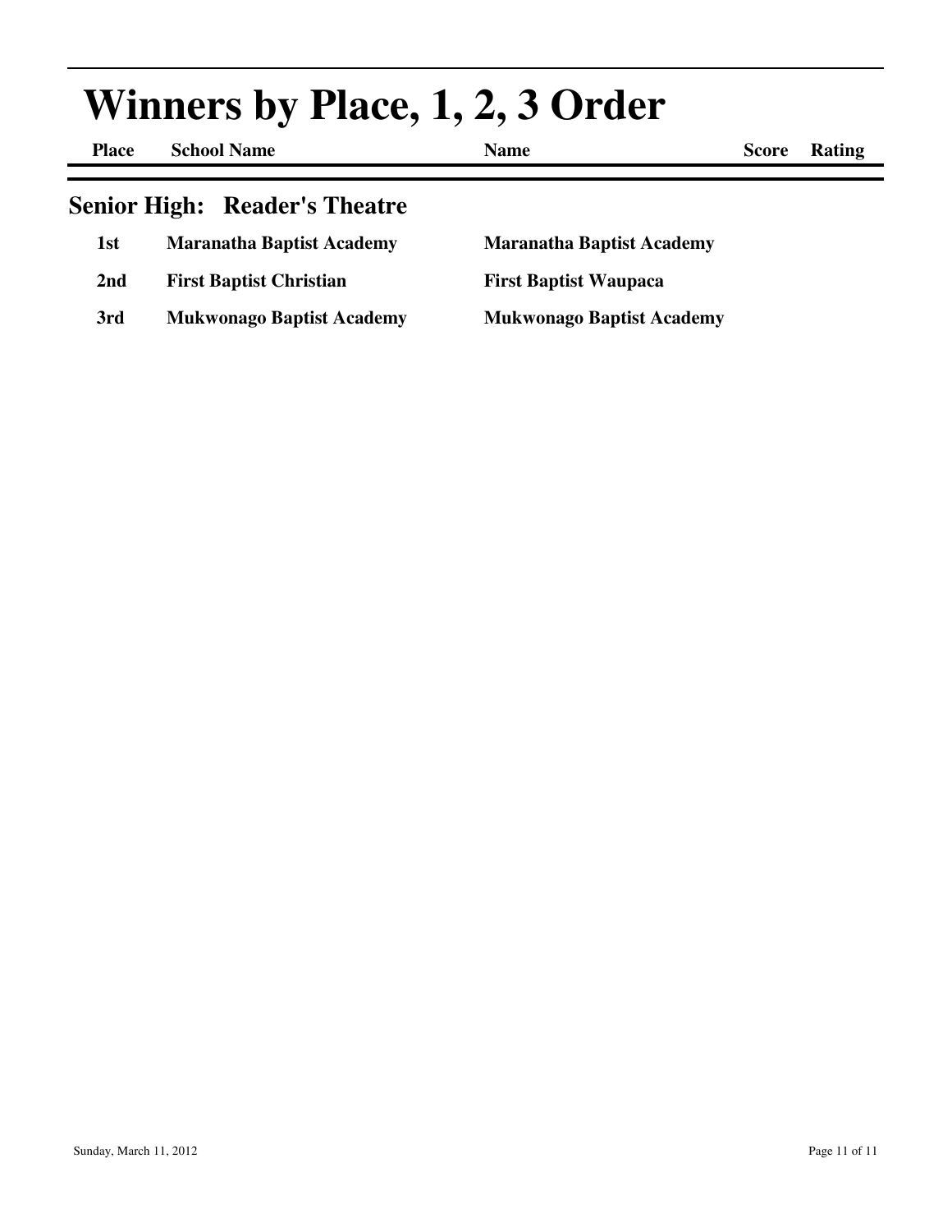# Winners by Place, 1, 2, 3 Order

## Senior High: Reader's Theatre

| Place | School Name | Name | Score | Rating |
|---|---|---|---|---|
| 1st | Maranatha Baptist Academy | Maranatha Baptist Academy | | |
| 2nd | First Baptist Christian | First Baptist Waupaca | | |
| 3rd | Mukwonago Baptist Academy | Mukwonago Baptist Academy | | |

Sunday, March 11, 2012